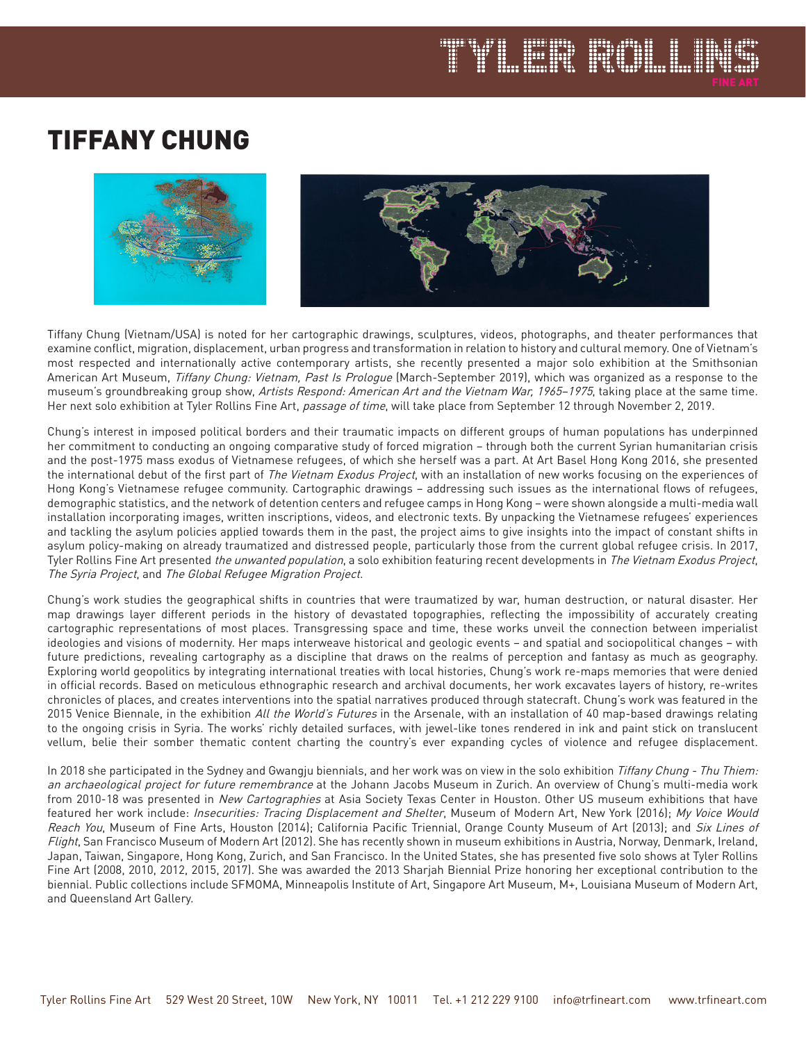# TIFFANY CHUNG

Tiffany Chung (Vietnam/USA) is noted for her cartographic drawings, sculptures, videos, photographs, and theater performances that examine conflict, migration, displacement, urban progress and transformation in relation to history and cultural memory. One of Vietnam's most respected and internationally active contemporary artists, she recently presented a major solo exhibition at the Smithsonian American Art Museum, *Tiffany Chung: Vietnam, Past Is Prologue* (March-September 2019), which was organized as a response to the museum's groundbreaking group show, *Artists Respond: American Art and the Vietnam War, 1965–1975*, taking place at the same time. Her next solo exhibition at Tyler Rollins Fine Art, *passage of time*, will take place from September 12 through November 2, 2019.

Chung's interest in imposed political borders and their traumatic impacts on different groups of human populations has underpinned her commitment to conducting an ongoing comparative study of forced migration – through both the current Syrian humanitarian crisis and the post-1975 mass exodus of Vietnamese refugees, of which she herself was a part. At Art Basel Hong Kong 2016, she presented the international debut of the first part of *The Vietnam Exodus Project*, with an installation of new works focusing on the experiences of Hong Kong's Vietnamese refugee community. Cartographic drawings – addressing such issues as the international flows of refugees, demographic statistics, and the network of detention centers and refugee camps in Hong Kong – were shown alongside a multi-media wall installation incorporating images, written inscriptions, videos, and electronic texts. By unpacking the Vietnamese refugees' experiences and tackling the asylum policies applied towards them in the past, the project aims to give insights into the impact of constant shifts in asylum policy-making on already traumatized and distressed people, particularly those from the current global refugee crisis. In 2017, Tyler Rollins Fine Art presented *the unwanted population*, a solo exhibition featuring recent developments in *The Vietnam Exodus Project*, *The Syria Project*, and *The Global Refugee Migration Project*.

Chung's work studies the geographical shifts in countries that were traumatized by war, human destruction, or natural disaster. Her map drawings layer different periods in the history of devastated topographies, reflecting the impossibility of accurately creating cartographic representations of most places. Transgressing space and time, these works unveil the connection between imperialist ideologies and visions of modernity. Her maps interweave historical and geologic events – and spatial and sociopolitical changes – with future predictions, revealing cartography as a discipline that draws on the realms of perception and fantasy as much as geography. Exploring world geopolitics by integrating international treaties with local histories, Chung's work re-maps memories that were denied in official records. Based on meticulous ethnographic research and archival documents, her work excavates layers of history, re-writes chronicles of places, and creates interventions into the spatial narratives produced through statecraft. Chung's work was featured in the 2015 Venice Biennale, in the exhibition *All the World's Futures* in the Arsenale, with an installation of 40 map-based drawings relating to the ongoing crisis in Syria. The works' richly detailed surfaces, with jewel-like tones rendered in ink and paint stick on translucent vellum, belie their somber thematic content charting the country's ever expanding cycles of violence and refugee displacement.

In 2018 she participated in the Sydney and Gwangju biennials, and her work was on view in the solo exhibition *Tiffany Chung - Thu Thiem: an archaeological project for future remembrance* at the Johann Jacobs Museum in Zurich. An overview of Chung's multi-media work from 2010-18 was presented in *New Cartographies* at Asia Society Texas Center in Houston. Other US museum exhibitions that have featured her work include: *Insecurities: Tracing Displacement and Shelter*, Museum of Modern Art, New York (2016); *My Voice Would Reach You*, Museum of Fine Arts, Houston (2014); California Pacific Triennial, Orange County Museum of Art (2013); and *Six Lines of Flight*, San Francisco Museum of Modern Art (2012). She has recently shown in museum exhibitions in Austria, Norway, Denmark, Ireland, Japan, Taiwan, Singapore, Hong Kong, Zurich, and San Francisco. In the United States, she has presented five solo shows at Tyler Rollins Fine Art (2008, 2010, 2012, 2015, 2017). She was awarded the 2013 Sharjah Biennial Prize honoring her exceptional contribution to the biennial. Public collections include SFMOMA, Minneapolis Institute of Art, Singapore Art Museum, M+, Louisiana Museum of Modern Art, and Queensland Art Gallery.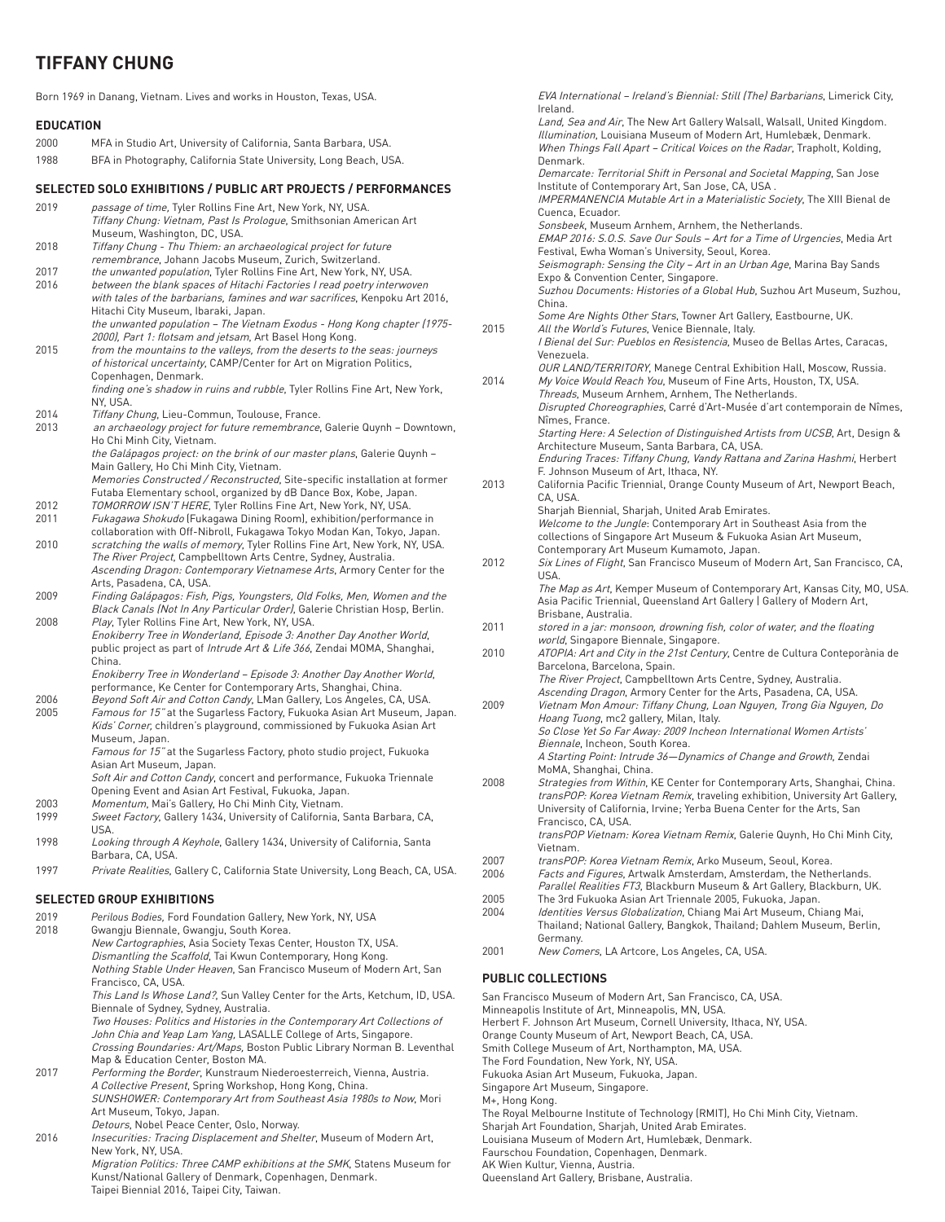# TIFFANY CHUNG

Born 1969 in Danang, Vietnam. Lives and works in Houston, Texas, USA.

## EDUCATION

2000 MFA in Studio Art, University of California, Santa Barbara, USA.
1988 BFA in Photography, California State University, Long Beach, USA.

## SELECTED SOLO EXHIBITIONS / PUBLIC ART PROJECTS / PERFORMANCES

**2019**
*passage of time*, Tyler Rollins Fine Art, New York, NY, USA.
*Tiffany Chung: Vietnam, Past Is Prologue*, Smithsonian American Art Museum, Washington, DC, USA.

**2018**
*Tiffany Chung - Thu Thiem: an archaeological project for future remembrance*, Johann Jacobs Museum, Zurich, Switzerland.

**2017**
*the unwanted population*, Tyler Rollins Fine Art, New York, NY, USA.

**2016**
*between the blank spaces of Hitachi Factories I read poetry interwoven with tales of the barbarians, famines and war sacrifices*, Kenpoku Art 2016, Hitachi City Museum, Ibaraki, Japan.
*the unwanted population – The Vietnam Exodus - Hong Kong chapter (1975-2000), Part 1: flotsam and jetsam*, Art Basel Hong Kong.

**2015**
*from the mountains to the valleys, from the deserts to the seas: journeys of historical uncertainty*, CAMP/Center for Art on Migration Politics, Copenhagen, Denmark.
*finding one's shadow in ruins and rubble*, Tyler Rollins Fine Art, New York, NY, USA.

**2014**
*Tiffany Chung*, Lieu-Commun, Toulouse, France.

**2013**
*an archaeology project for future remembrance*, Galerie Quynh – Downtown, Ho Chi Minh City, Vietnam.
*the Galápagos project: on the brink of our master plans*, Galerie Quynh – Main Gallery, Ho Chi Minh City, Vietnam.
*Memories Constructed / Reconstructed*, Site-specific installation at former Futaba Elementary school, organized by dB Dance Box, Kobe, Japan.

**2012**
*TOMORROW ISN'T HERE*, Tyler Rollins Fine Art, New York, NY, USA.

**2011**
*Fukagawa Shokudo* (Fukagawa Dining Room), exhibition/performance in collaboration with Off-Nibroll, Fukagawa Tokyo Modan Kan, Tokyo, Japan.

**2010**
*scratching the walls of memory*, Tyler Rollins Fine Art, New York, NY, USA.
*The River Project*, Campbelltown Arts Centre, Sydney, Australia.
*Ascending Dragon: Contemporary Vietnamese Arts*, Armory Center for the Arts, Pasadena, CA, USA.

**2009**
*Finding Galápagos: Fish, Pigs, Youngsters, Old Folks, Men, Women and the Black Canals (Not In Any Particular Order)*, Galerie Christian Hosp, Berlin.

**2008**
*Play*, Tyler Rollins Fine Art, New York, NY, USA.
*Enokiberry Tree in Wonderland, Episode 3: Another Day Another World*, public project as part of *Intrude Art & Life 366*, Zendai MOMA, Shanghai, China.
*Enokiberry Tree in Wonderland – Episode 3: Another Day Another World*, performance, Ke Center for Contemporary Arts, Shanghai, China.

**2006**
*Beyond Soft Air and Cotton Candy*, LMan Gallery, Los Angeles, CA, USA.

**2005**
*Famous for 15"* at the Sugarless Factory, Fukuoka Asian Art Museum, Japan.
*Kids' Corner*, children's playground, commissioned by Fukuoka Asian Art Museum, Japan.
*Famous for 15"* at the Sugarless Factory, photo studio project, Fukuoka Asian Art Museum, Japan.
*Soft Air and Cotton Candy*, concert and performance, Fukuoka Triennale Opening Event and Asian Art Festival, Fukuoka, Japan.

**2003**
*Momentum*, Mai's Gallery, Ho Chi Minh City, Vietnam.

**1999**
*Sweet Factory*, Gallery 1434, University of California, Santa Barbara, CA, USA.

**1998**
*Looking through A Keyhole*, Gallery 1434, University of California, Santa Barbara, CA, USA.

**1997**
*Private Realities*, Gallery C, California State University, Long Beach, CA, USA.

## SELECTED GROUP EXHIBITIONS

**2019**
*Perilous Bodies*, Ford Foundation Gallery, New York, NY, USA

**2018**
Gwangju Biennale, Gwangju, South Korea.
*New Cartographies*, Asia Society Texas Center, Houston TX, USA.
*Dismantling the Scaffold*, Tai Kwun Contemporary, Hong Kong.
*Nothing Stable Under Heaven*, San Francisco Museum of Modern Art, San Francisco, CA, USA.
*This Land Is Whose Land?*, Sun Valley Center for the Arts, Ketchum, ID, USA.
Biennale of Sydney, Sydney, Australia.
*Two Houses: Politics and Histories in the Contemporary Art Collections of John Chia and Yeap Lam Yang*, LASALLE College of Arts, Singapore.
*Crossing Boundaries: Art/Maps*, Boston Public Library Norman B. Leventhal Map & Education Center, Boston MA.

**2017**
*Performing the Border*, Kunstraum Niederoesterreich, Vienna, Austria.
*A Collective Present*, Spring Workshop, Hong Kong, China.
*SUNSHOWER: Contemporary Art from Southeast Asia 1980s to Now*, Mori Art Museum, Tokyo, Japan.
*Detours*, Nobel Peace Center, Oslo, Norway.

**2016**
*Insecurities: Tracing Displacement and Shelter*, Museum of Modern Art, New York, NY, USA.
*Migration Politics: Three CAMP exhibitions at the SMK*, Statens Museum for Kunst/National Gallery of Denmark, Copenhagen, Denmark.
Taipei Biennial 2016, Taipei City, Taiwan.
*EVA International – Ireland's Biennial: Still (The) Barbarians*, Limerick City, Ireland.
*Land, Sea and Air*, The New Art Gallery Walsall, Walsall, United Kingdom.
*Illumination*, Louisiana Museum of Modern Art, Humlebæk, Denmark.
*When Things Fall Apart – Critical Voices on the Radar*, Trapholt, Kolding, Denmark.
*Demarcate: Territorial Shift in Personal and Societal Mapping*, San Jose Institute of Contemporary Art, San Jose, CA, USA .
*IMPERMANENCIA Mutable Art in a Materialistic Society*, The XIII Bienal de Cuenca, Ecuador.
*Sonsbeek*, Museum Arnhem, Arnhem, the Netherlands.
*EMAP 2016: S.O.S. Save Our Souls – Art for a Time of Urgencies*, Media Art Festival, Ewha Woman's University, Seoul, Korea.
*Seismograph: Sensing the City – Art in an Urban Age*, Marina Bay Sands Expo & Convention Center, Singapore.
*Suzhou Documents: Histories of a Global Hub*, Suzhou Art Museum, Suzhou, China.
*Some Are Nights Other Stars*, Towner Art Gallery, Eastbourne, UK.

**2015**
*All the World's Futures*, Venice Biennale, Italy.
*I Bienal del Sur: Pueblos en Resistencia*, Museo de Bellas Artes, Caracas, Venezuela.
*OUR LAND/TERRITORY*, Manege Central Exhibition Hall, Moscow, Russia.

**2014**
*My Voice Would Reach You*, Museum of Fine Arts, Houston, TX, USA.
*Threads*, Museum Arnhem, Arnhem, The Netherlands.
*Disrupted Choreographies*, Carré d'Art-Musée d'art contemporain de Nîmes, Nîmes, France.
*Starting Here: A Selection of Distinguished Artists from UCSB*, Art, Design & Architecture Museum, Santa Barbara, CA, USA.
*Enduring Traces: Tiffany Chung, Vandy Rattana and Zarina Hashmi*, Herbert F. Johnson Museum of Art, Ithaca, NY.

**2013**
California Pacific Triennial, Orange County Museum of Art, Newport Beach, CA, USA.
Sharjah Biennial, Sharjah, United Arab Emirates.
*Welcome to the Jungle*: Contemporary Art in Southeast Asia from the collections of Singapore Art Museum & Fukuoka Asian Art Museum, Contemporary Art Museum Kumamoto, Japan.

**2012**
*Six Lines of Flight*, San Francisco Museum of Modern Art, San Francisco, CA, USA.
*The Map as Art*, Kemper Museum of Contemporary Art, Kansas City, MO, USA.
Asia Pacific Triennial, Queensland Art Gallery | Gallery of Modern Art, Brisbane, Australia.

**2011**
*stored in a jar: monsoon, drowning fish, color of water, and the floating world*, Singapore Biennale, Singapore.

**2010**
*ATOPIA: Art and City in the 21st Century*, Centre de Cultura Conteporània de Barcelona, Barcelona, Spain.
*The River Project*, Campbelltown Arts Centre, Sydney, Australia.
*Ascending Dragon*, Armory Center for the Arts, Pasadena, CA, USA.

**2009**
*Vietnam Mon Amour: Tiffany Chung, Loan Nguyen, Trong Gia Nguyen, Do Hoang Tuong*, mc2 gallery, Milan, Italy.
*So Close Yet So Far Away: 2009 Incheon International Women Artists' Biennale*, Incheon, South Korea.
*A Starting Point: Intrude 36—Dynamics of Change and Growth*, Zendai MoMA, Shanghai, China.

**2008**
*Strategies from Within*, KE Center for Contemporary Arts, Shanghai, China.
*transPOP: Korea Vietnam Remix*, traveling exhibition, University Art Gallery, University of California, Irvine; Yerba Buena Center for the Arts, San Francisco, CA, USA.
*transPOP Vietnam: Korea Vietnam Remix*, Galerie Quynh, Ho Chi Minh City, Vietnam.

**2007**
*transPOP: Korea Vietnam Remix*, Arko Museum, Seoul, Korea.

**2006**
*Facts and Figures*, Artwalk Amsterdam, Amsterdam, the Netherlands.
*Parallel Realities FT3*, Blackburn Museum & Art Gallery, Blackburn, UK.

**2005**
The 3rd Fukuoka Asian Art Triennale 2005, Fukuoka, Japan.

**2004**
*Identities Versus Globalization*, Chiang Mai Art Museum, Chiang Mai, Thailand; National Gallery, Bangkok, Thailand; Dahlem Museum, Berlin, Germany.

**2001**
*New Comers*, LA Artcore, Los Angeles, CA, USA.

## PUBLIC COLLECTIONS

San Francisco Museum of Modern Art, San Francisco, CA, USA.
Minneapolis Institute of Art, Minneapolis, MN, USA.
Herbert F. Johnson Art Museum, Cornell University, Ithaca, NY, USA.
Orange County Museum of Art, Newport Beach, CA, USA.
Smith College Museum of Art, Northampton, MA, USA.
The Ford Foundation, New York, NY, USA.
Fukuoka Asian Art Museum, Fukuoka, Japan.
Singapore Art Museum, Singapore.
M+, Hong Kong.
The Royal Melbourne Institute of Technology (RMIT), Ho Chi Minh City, Vietnam.
Sharjah Art Foundation, Sharjah, United Arab Emirates.
Louisiana Museum of Modern Art, Humlebæk, Denmark.
Faurschou Foundation, Copenhagen, Denmark.
AK Wien Kultur, Vienna, Austria.
Queensland Art Gallery, Brisbane, Australia.